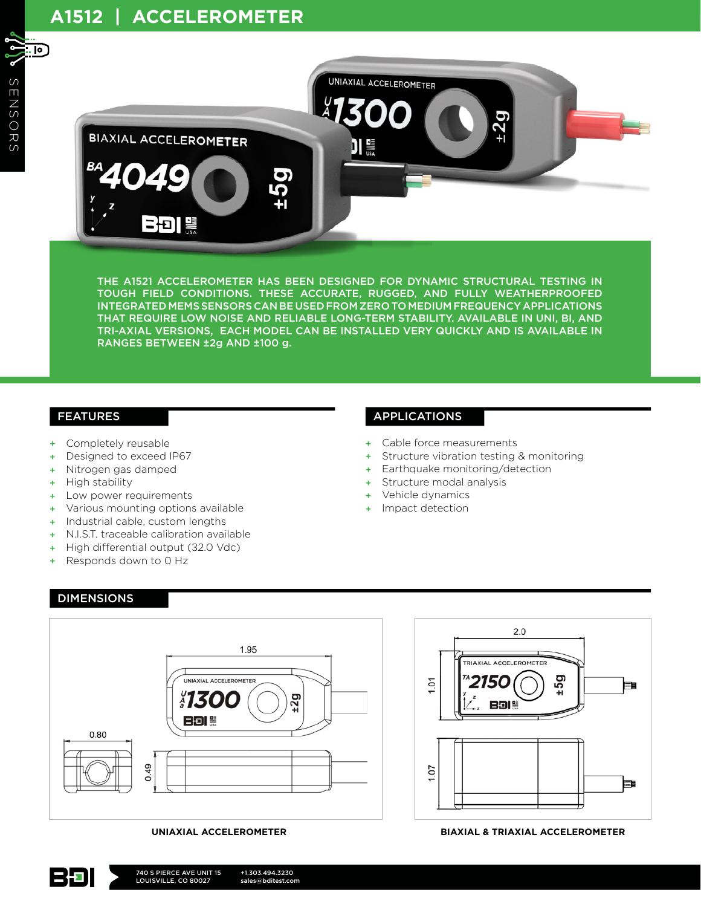# A1512 | ACCELEROMETER

THE A1521 ACCELEROMETER HAS BEEN DESIGNED FOR DYNAMIC STRUCTURAL TESTING IN TOUGH FIELD CONDITIONS. THESE ACCURATE, RUGGED, AND FULLY WEATHERPROOFED INTEGRATED MEMS SENSORS CAN BE USED FROM ZERO TO MEDIUM FREQUENCY APPLICATIONS THAT REQUIRE LOW NOISE AND RELIABLE LONG-TERM STABILITY. AVAILABLE IN UNI, BI, AND TRI-AXIAL VERSIONS, EACH MODEL CAN BE INSTALLED VERY QUICKLY AND IS AVAILABLE IN RANGES BETWEEN ±2g AND ±100 g.

## FEATURES

- Completely reusable
- Designed to exceed IP67
- Nitrogen gas damped
- High stability
- Low power requirements
- Various mounting options available
- Industrial cable, custom lengths
- N.I.S.T. traceable calibration available
- High differential output (32.0 Vdc)
- Responds down to 0 Hz

## APPLICATIONS

- Cable force measurements
- Structure vibration testing & monitoring
- Earthquake monitoring/detection
- Structure modal analysis
- Vehicle dynamics
- Impact detection

## DIMENSIONS

UNIAXIAL ACCELEROMETER

BIAXIAL & TRIAXIAL ACCELEROMETER

740 S PIERCE AVE UNIT 15
LOUISVILLE, CO 80027

+1.303.494.3230
sales@bditest.com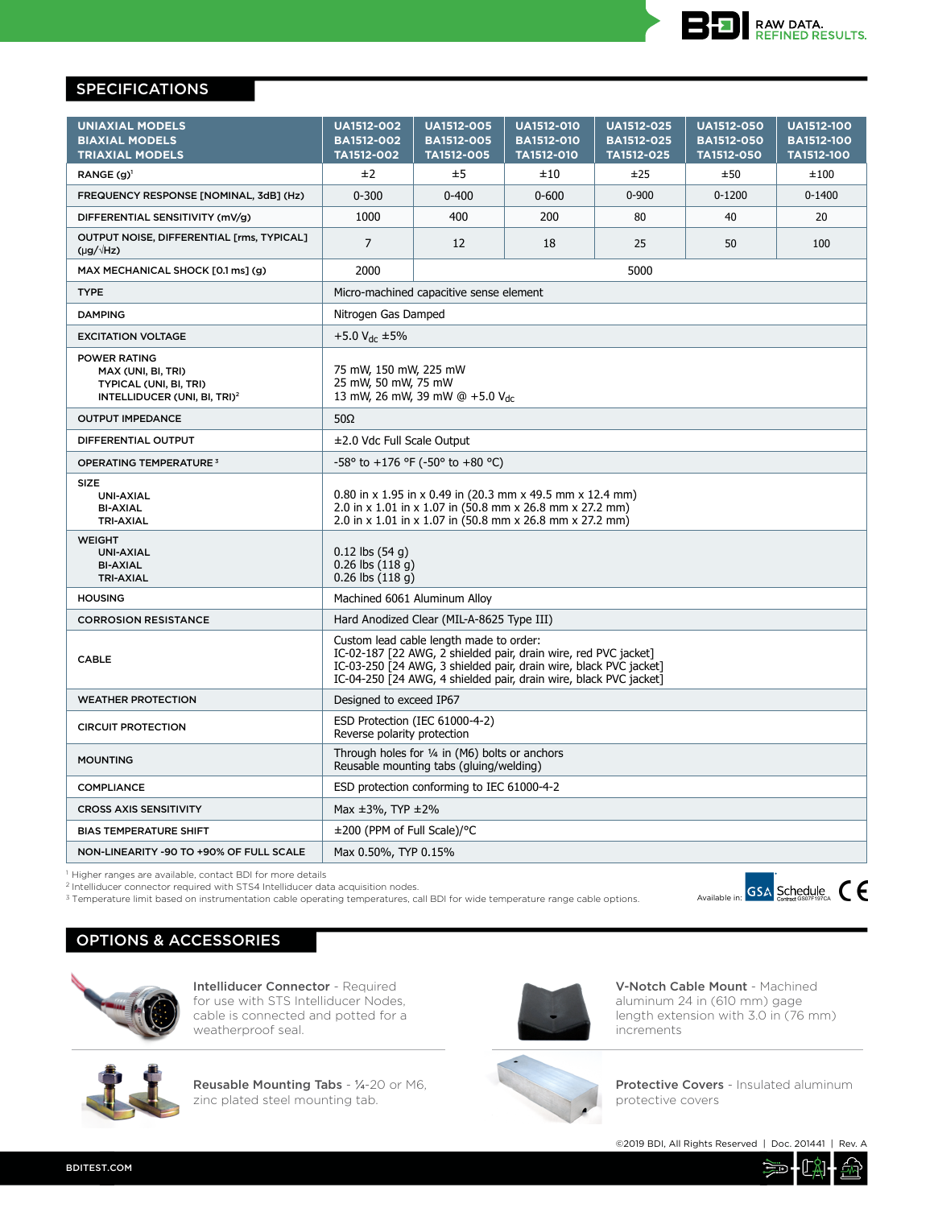## SPECIFICATIONS

| UNIAXIAL MODELS<br>BIAXIAL MODELS<br>TRIAXIAL MODELS | UA1512-002<br>BA1512-002<br>TA1512-002 | UA1512-005<br>BA1512-005<br>TA1512-005 | UA1512-010<br>BA1512-010<br>TA1512-010 | UA1512-025<br>BA1512-025<br>TA1512-025 | UA1512-050<br>BA1512-050<br>TA1512-050 | UA1512-100<br>BA1512-100<br>TA1512-100 |
|---|---|---|---|---|---|---|
| RANGE (g)[1] | ±2 | ±5 | ±10 | ±25 | ±50 | ±100 |
| FREQUENCY RESPONSE [NOMINAL, 3dB] (Hz) | 0-300 | 0-400 | 0-600 | 0-900 | 0-1200 | 0-1400 |
| DIFFERENTIAL SENSITIVITY (mV/g) | 1000 | 400 | 200 | 80 | 40 | 20 |
| OUTPUT NOISE, DIFFERENTIAL [rms, TYPICAL] (μg/√Hz) | 7 | 12 | 18 | 25 | 50 | 100 |
| MAX MECHANICAL SHOCK [0.1 ms] (g) | 2000 | 5000 | | | | |
| TYPE | Micro-machined capacitive sense element | | | | | |
| DAMPING | Nitrogen Gas Damped | | | | | |
| EXCITATION VOLTAGE | +5.0 $V_{dc}$ ±5% | | | | | |
| POWER RATING<br>MAX (UNI, BI, TRI)<br>TYPICAL (UNI, BI, TRI)<br>INTELLIDUCER (UNI, BI, TRI)[2] | 75 mW, 150 mW, 225 mW<br>25 mW, 50 mW, 75 mW<br>13 mW, 26 mW, 39 mW @ +5.0 $V_{dc}$ | | | | | |
| OUTPUT IMPEDANCE | 50Ω | | | | | |
| DIFFERENTIAL OUTPUT | ±2.0 Vdc Full Scale Output | | | | | |
| OPERATING TEMPERATURE[3] | -58° to +176 °F (-50° to +80 °C) | | | | | |
| SIZE<br>UNI-AXIAL<br>BI-AXIAL<br>TRI-AXIAL | 0.80 in x 1.95 in x 0.49 in (20.3 mm x 49.5 mm x 12.4 mm)<br>2.0 in x 1.01 in x 1.07 in (50.8 mm x 26.8 mm x 27.2 mm)<br>2.0 in x 1.01 in x 1.07 in (50.8 mm x 26.8 mm x 27.2 mm) | | | | | |
| WEIGHT<br>UNI-AXIAL<br>BI-AXIAL<br>TRI-AXIAL | 0.12 lbs (54 g)<br>0.26 lbs (118 g)<br>0.26 lbs (118 g) | | | | | |
| HOUSING | Machined 6061 Aluminum Alloy | | | | | |
| CORROSION RESISTANCE | Hard Anodized Clear (MIL-A-8625 Type III) | | | | | |
| CABLE | Custom lead cable length made to order:<br>IC-02-187 [22 AWG, 2 shielded pair, drain wire, red PVC jacket]<br>IC-03-250 [24 AWG, 3 shielded pair, drain wire, black PVC jacket]<br>IC-04-250 [24 AWG, 4 shielded pair, drain wire, black PVC jacket] | | | | | |
| WEATHER PROTECTION | Designed to exceed IP67 | | | | | |
| CIRCUIT PROTECTION | ESD Protection (IEC 61000-4-2)<br>Reverse polarity protection | | | | | |
| MOUNTING | Through holes for ¼ in (M6) bolts or anchors<br>Reusable mounting tabs (gluing/welding) | | | | | |
| COMPLIANCE | ESD protection conforming to IEC 61000-4-2 | | | | | |
| CROSS AXIS SENSITIVITY | Max ±3%, TYP ±2% | | | | | |
| BIAS TEMPERATURE SHIFT | ±200 (PPM of Full Scale)/°C | | | | | |
| NON-LINEARITY -90 TO +90% OF FULL SCALE | Max 0.50%, TYP 0.15% | | | | | |

[1] Higher ranges are available, contact BDI for more details
[2] Intelliducer connector required with STS4 Intelliducer data acquisition nodes.
[3] Temperature limit based on instrumentation cable operating temperatures, call BDI for wide temperature range cable options.

Available in: GSA Schedule Contract GS07F197CA

## OPTIONS & ACCESSORIES

**Intelliducer Connector** - Required for use with STS Intelliducer Nodes, cable is connected and potted for a weatherproof seal.

**V-Notch Cable Mount** - Machined aluminum 24 in (610 mm) gage length extension with 3.0 in (76 mm) increments

**Reusable Mounting Tabs** - ¼-20 or M6, zinc plated steel mounting tab.

**Protective Covers** - Insulated aluminum protective covers

©2019 BDI, All Rights Reserved | Doc. 201441 | Rev. A

BDITEST.COM